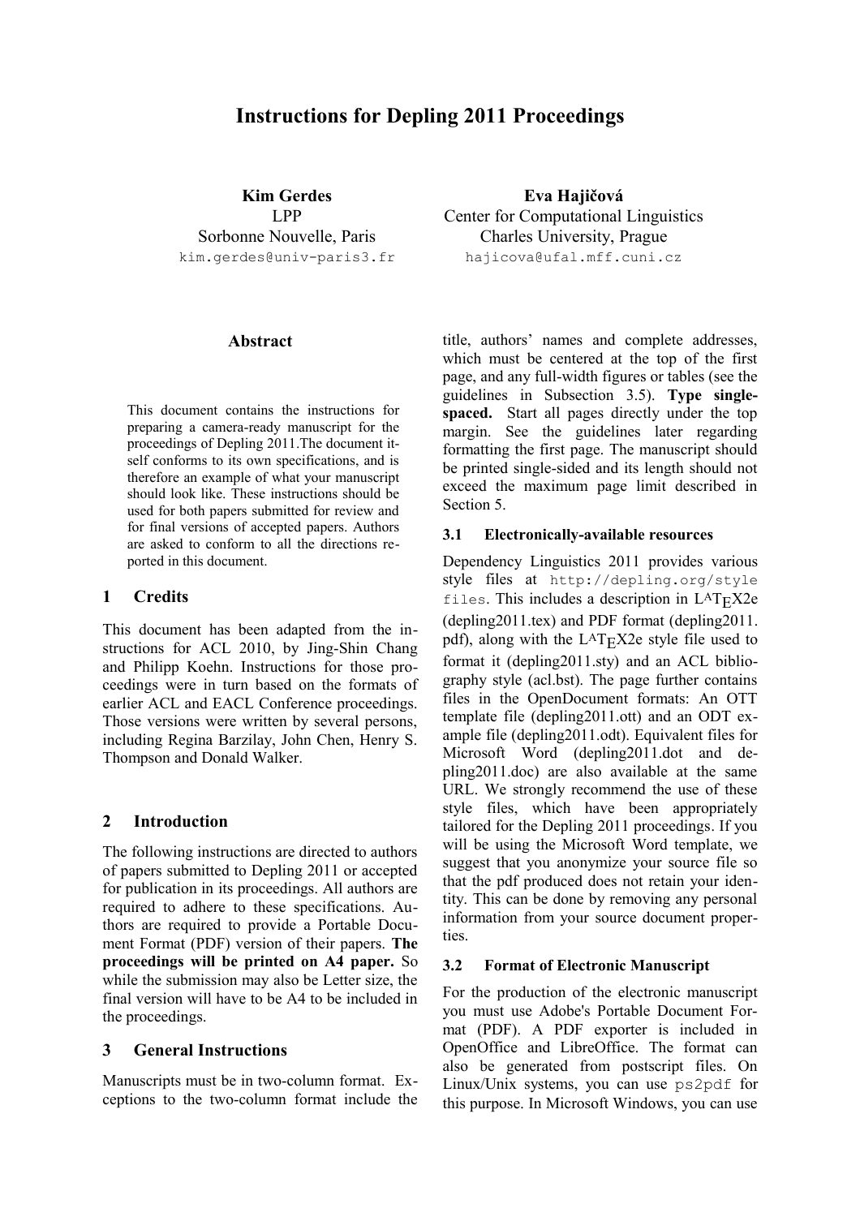# Instructions for Depling 2011 Proceedings

**Kim Gerdes**
LPP
Sorbonne Nouvelle, Paris
kim.gerdes@univ-paris3.fr

**Eva Hajičová**
Center for Computational Linguistics
Charles University, Prague
hajicova@ufal.mff.cuni.cz

## Abstract

This document contains the instructions for preparing a camera-ready manuscript for the proceedings of Depling 2011.The document itself conforms to its own specifications, and is therefore an example of what your manuscript should look like. These instructions should be used for both papers submitted for review and for final versions of accepted papers. Authors are asked to conform to all the directions reported in this document.

## 1 Credits

This document has been adapted from the instructions for ACL 2010, by Jing-Shin Chang and Philipp Koehn. Instructions for those proceedings were in turn based on the formats of earlier ACL and EACL Conference proceedings. Those versions were written by several persons, including Regina Barzilay, John Chen, Henry S. Thompson and Donald Walker.

## 2 Introduction

The following instructions are directed to authors of papers submitted to Depling 2011 or accepted for publication in its proceedings. All authors are required to adhere to these specifications. Authors are required to provide a Portable Document Format (PDF) version of their papers. **The proceedings will be printed on A4 paper.** So while the submission may also be Letter size, the final version will have to be A4 to be included in the proceedings.

## 3 General Instructions

Manuscripts must be in two-column format. Exceptions to the two-column format include the title, authors' names and complete addresses, which must be centered at the top of the first page, and any full-width figures or tables (see the guidelines in Subsection 3.5). **Type single-spaced.** Start all pages directly under the top margin. See the guidelines later regarding formatting the first page. The manuscript should be printed single-sided and its length should not exceed the maximum page limit described in Section 5.

### 3.1 Electronically-available resources

Dependency Linguistics 2011 provides various style files at `http://depling.org/style files`. This includes a description in LaTeX2e (depling2011.tex) and PDF format (depling2011.pdf), along with the LaTeX2e style file used to format it (depling2011.sty) and an ACL bibliography style (acl.bst). The page further contains files in the OpenDocument formats: An OTT template file (depling2011.ott) and an ODT example file (depling2011.odt). Equivalent files for Microsoft Word (depling2011.dot and depling2011.doc) are also available at the same URL. We strongly recommend the use of these style files, which have been appropriately tailored for the Depling 2011 proceedings. If you will be using the Microsoft Word template, we suggest that you anonymize your source file so that the pdf produced does not retain your identity. This can be done by removing any personal information from your source document properties.

### 3.2 Format of Electronic Manuscript

For the production of the electronic manuscript you must use Adobe's Portable Document Format (PDF). A PDF exporter is included in OpenOffice and LibreOffice. The format can also be generated from postscript files. On Linux/Unix systems, you can use `ps2pdf` for this purpose. In Microsoft Windows, you can use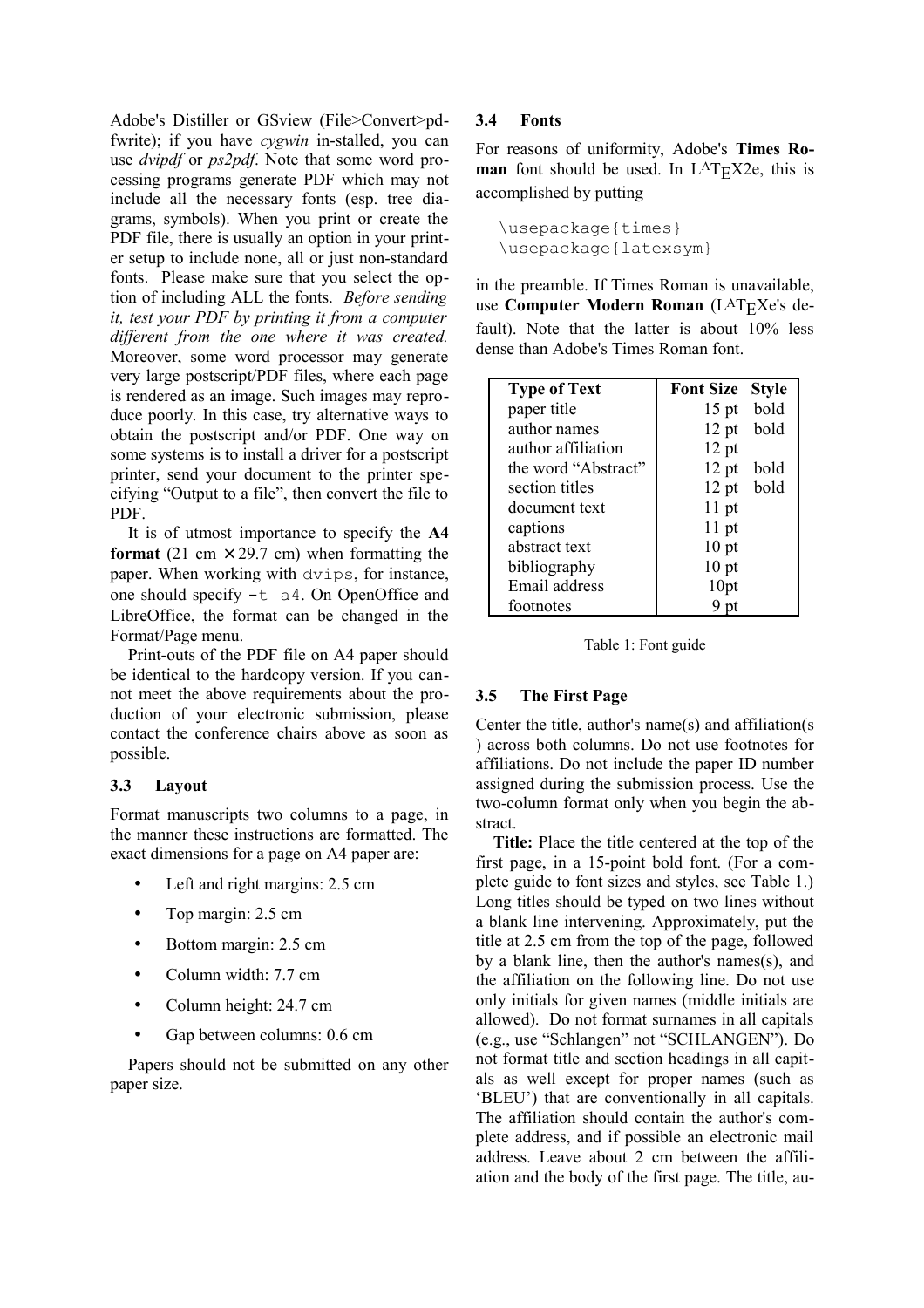Adobe's Distiller or GSview (File>Convert>pdfwrite); if you have *cygwin* in-stalled, you can use *dvipdf* or *ps2pdf*. Note that some word processing programs generate PDF which may not include all the necessary fonts (esp. tree diagrams, symbols). When you print or create the PDF file, there is usually an option in your printer setup to include none, all or just non-standard fonts. Please make sure that you select the option of including ALL the fonts. *Before sending it, test your PDF by printing it from a computer different from the one where it was created.* Moreover, some word processor may generate very large postscript/PDF files, where each page is rendered as an image. Such images may reproduce poorly. In this case, try alternative ways to obtain the postscript and/or PDF. One way on some systems is to install a driver for a postscript printer, send your document to the printer specifying “Output to a file”, then convert the file to PDF.

It is of utmost importance to specify the **A4 format** (21 cm × 29.7 cm) when formatting the paper. When working with `dvips`, for instance, one should specify `-t a4`. On OpenOffice and LibreOffice, the format can be changed in the Format/Page menu.

Print-outs of the PDF file on A4 paper should be identical to the hardcopy version. If you cannot meet the above requirements about the production of your electronic submission, please contact the conference chairs above as soon as possible.

### 3.3 Layout

Format manuscripts two columns to a page, in the manner these instructions are formatted. The exact dimensions for a page on A4 paper are:

- Left and right margins: 2.5 cm
- Top margin: 2.5 cm
- Bottom margin: 2.5 cm
- Column width: 7.7 cm
- Column height: 24.7 cm
- Gap between columns: 0.6 cm

Papers should not be submitted on any other paper size.

### 3.4 Fonts

For reasons of uniformity, Adobe's **Times Roman** font should be used. In LATEX2e, this is accomplished by putting

```
\usepackage{times}
\usepackage{latexsym}
```

in the preamble. If Times Roman is unavailable, use **Computer Modern Roman** (LATEXe's default). Note that the latter is about 10% less dense than Adobe's Times Roman font.

| Type of Text | Font Size | Style |
|---|---|---|
| paper title | 15 pt | bold |
| author names | 12 pt | bold |
| author affiliation | 12 pt | |
| the word “Abstract” | 12 pt | bold |
| section titles | 12 pt | bold |
| document text | 11 pt | |
| captions | 11 pt | |
| abstract text | 10 pt | |
| bibliography | 10 pt | |
| Email address | 10pt | |
| footnotes | 9 pt | |

Table 1: Font guide

### 3.5 The First Page

Center the title, author's name(s) and affiliation(s ) across both columns. Do not use footnotes for affiliations. Do not include the paper ID number assigned during the submission process. Use the two-column format only when you begin the abstract.

**Title:** Place the title centered at the top of the first page, in a 15-point bold font. (For a complete guide to font sizes and styles, see Table 1.) Long titles should be typed on two lines without a blank line intervening. Approximately, put the title at 2.5 cm from the top of the page, followed by a blank line, then the author's names(s), and the affiliation on the following line. Do not use only initials for given names (middle initials are allowed). Do not format surnames in all capitals (e.g., use “Schlangen” not “SCHLANGEN”). Do not format title and section headings in all capitals as well except for proper names (such as ‘BLEU’) that are conventionally in all capitals. The affiliation should contain the author's complete address, and if possible an electronic mail address. Leave about 2 cm between the affiliation and the body of the first page. The title, au-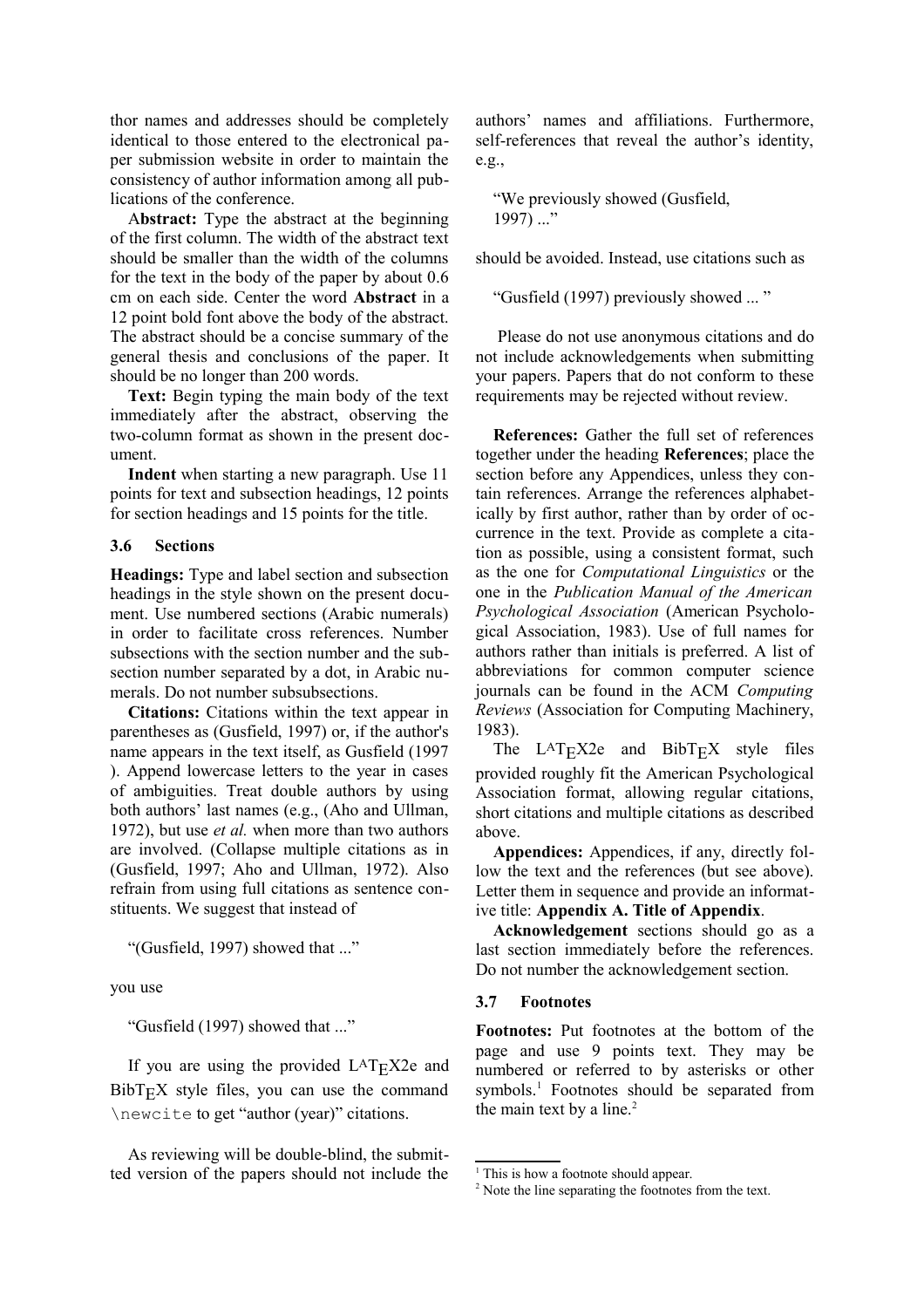thor names and addresses should be completely identical to those entered to the electronical paper submission website in order to maintain the consistency of author information among all publications of the conference.

A**bstract:** Type the abstract at the beginning of the first column. The width of the abstract text should be smaller than the width of the columns for the text in the body of the paper by about 0.6 cm on each side. Center the word **Abstract** in a 12 point bold font above the body of the abstract. The abstract should be a concise summary of the general thesis and conclusions of the paper. It should be no longer than 200 words.

**Text:** Begin typing the main body of the text immediately after the abstract, observing the two-column format as shown in the present document.

**Indent** when starting a new paragraph. Use 11 points for text and subsection headings, 12 points for section headings and 15 points for the title.

### 3.6 Sections

**Headings:** Type and label section and subsection headings in the style shown on the present document. Use numbered sections (Arabic numerals) in order to facilitate cross references. Number subsections with the section number and the subsection number separated by a dot, in Arabic numerals. Do not number subsubsections.

**Citations:** Citations within the text appear in parentheses as (Gusfield, 1997) or, if the author's name appears in the text itself, as Gusfield (1997 ). Append lowercase letters to the year in cases of ambiguities. Treat double authors by using both authors' last names (e.g., (Aho and Ullman, 1972), but use *et al.* when more than two authors are involved. (Collapse multiple citations as in (Gusfield, 1997; Aho and Ullman, 1972). Also refrain from using full citations as sentence constituents. We suggest that instead of

"(Gusfield, 1997) showed that ..."

you use

"Gusfield (1997) showed that ..."

If you are using the provided LATEX2e and BibTEX style files, you can use the command `\newcite` to get "author (year)" citations.

As reviewing will be double-blind, the submitted version of the papers should not include the authors' names and affiliations. Furthermore, self-references that reveal the author's identity, e.g.,

"We previously showed (Gusfield, 1997) ..."

should be avoided. Instead, use citations such as

"Gusfield (1997) previously showed ... "

Please do not use anonymous citations and do not include acknowledgements when submitting your papers. Papers that do not conform to these requirements may be rejected without review.

**References:** Gather the full set of references together under the heading **References**; place the section before any Appendices, unless they contain references. Arrange the references alphabetically by first author, rather than by order of occurrence in the text. Provide as complete a citation as possible, using a consistent format, such as the one for *Computational Linguistics* or the one in the *Publication Manual of the American Psychological Association* (American Psychological Association, 1983). Use of full names for authors rather than initials is preferred. A list of abbreviations for common computer science journals can be found in the ACM *Computing Reviews* (Association for Computing Machinery, 1983).

The LATEX2e and BibTEX style files provided roughly fit the American Psychological Association format, allowing regular citations, short citations and multiple citations as described above.

**Appendices:** Appendices, if any, directly follow the text and the references (but see above). Letter them in sequence and provide an informative title: **Appendix A. Title of Appendix**.

**Acknowledgement** sections should go as a last section immediately before the references. Do not number the acknowledgement section.

### 3.7 Footnotes

**Footnotes:** Put footnotes at the bottom of the page and use 9 points text. They may be numbered or referred to by asterisks or other symbols.[1] Footnotes should be separated from the main text by a line.[2]

---

[1] This is how a footnote should appear.

[2] Note the line separating the footnotes from the text.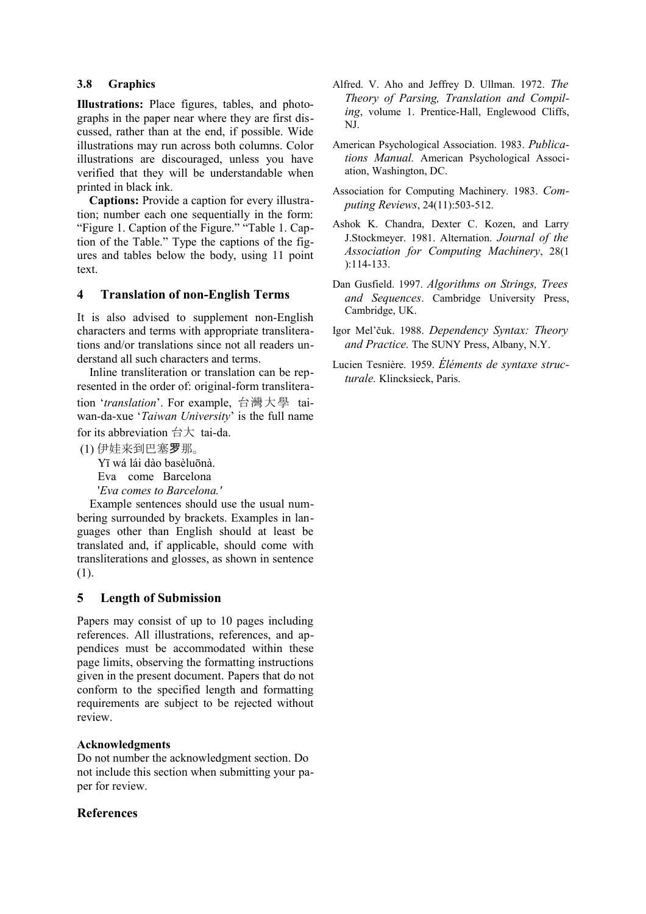### 3.8 Graphics

**Illustrations:** Place figures, tables, and photographs in the paper near where they are first discussed, rather than at the end, if possible. Wide illustrations may run across both columns. Color illustrations are discouraged, unless you have verified that they will be understandable when printed in black ink.

**Captions:** Provide a caption for every illustration; number each one sequentially in the form: "Figure 1. Caption of the Figure." "Table 1. Caption of the Table." Type the captions of the figures and tables below the body, using 11 point text.

## 4 Translation of non-English Terms

It is also advised to supplement non-English characters and terms with appropriate transliterations and/or translations since not all readers understand all such characters and terms.

Inline transliteration or translation can be represented in the order of: original-form transliteration '*translation*'. For example, 台灣大學 tai-wan-da-xue '*Taiwan University*' is the full name for its abbreviation 台大 tai-da.

(1) 伊娃来到巴塞罗那。
  Yī wá lái dào basèluōnà.
  Eva come Barcelona
  '*Eva comes to Barcelona.*'

Example sentences should use the usual numbering surrounded by brackets. Examples in languages other than English should at least be translated and, if applicable, should come with transliterations and glosses, as shown in sentence (1).

## 5 Length of Submission

Papers may consist of up to 10 pages including references. All illustrations, references, and appendices must be accommodated within these page limits, observing the formatting instructions given in the present document. Papers that do not conform to the specified length and formatting requirements are subject to be rejected without review.

**Acknowledgments**

Do not number the acknowledgment section. Do not include this section when submitting your paper for review.

## References

Alfred. V. Aho and Jeffrey D. Ullman. 1972. *The Theory of Parsing, Translation and Compiling*, volume 1. Prentice-Hall, Englewood Cliffs, NJ.

American Psychological Association. 1983. *Publications Manual.* American Psychological Association, Washington, DC.

Association for Computing Machinery. 1983. *Computing Reviews*, 24(11):503-512.

Ashok K. Chandra, Dexter C. Kozen, and Larry J.Stockmeyer. 1981. Alternation. *Journal of the Association for Computing Machinery*, 28(1):114-133.

Dan Gusfield. 1997. *Algorithms on Strings, Trees and Sequences*. Cambridge University Press, Cambridge, UK.

Igor Mel'čuk. 1988. *Dependency Syntax: Theory and Practice.* The SUNY Press, Albany, N.Y.

Lucien Tesnière. 1959. *Éléments de syntaxe structurale.* Klincksieck, Paris.